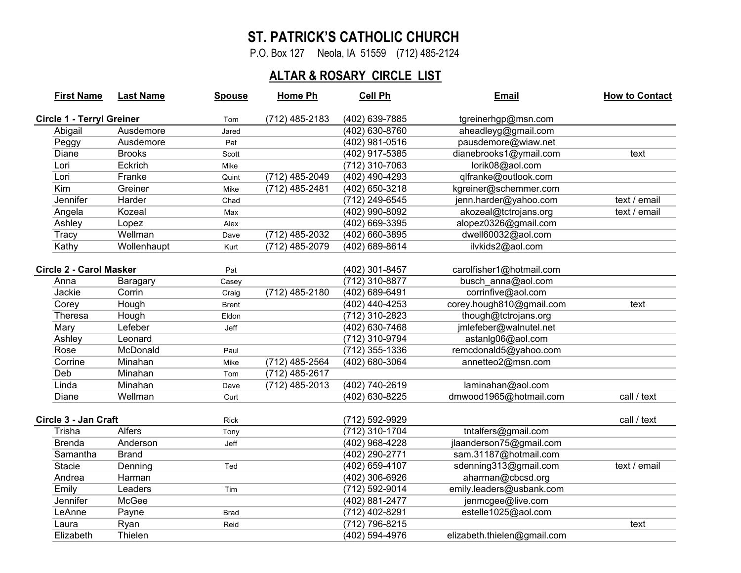# ST. PATRICK'S CATHOLIC CHURCH

P.O. Box 127 Neola, IA 51559 (712) 485-2124

## ALTAR & ROSARY CIRCLE LIST

| First Name | Last Name | Spouse | Home Ph | Cell Ph | Email | How to Contact |
|---|---|---|---|---|---|---|
| **Circle 1 - Terryl Greiner** | | Tom | (712) 485-2183 | (402) 639-7885 | tgreinerhgp@msn.com | |
| Abigail | Ausdemore | Jared | | (402) 630-8760 | aheadleyg@gmail.com | |
| Peggy | Ausdemore | Pat | | (402) 981-0516 | pausdemore@wiaw.net | |
| Diane | Brooks | Scott | | (402) 917-5385 | dianebrooks1@ymail.com | text |
| Lori | Eckrich | Mike | | (712) 310-7063 | lorik08@aol.com | |
| Lori | Franke | Quint | (712) 485-2049 | (402) 490-4293 | qlfranke@outlook.com | |
| Kim | Greiner | Mike | (712) 485-2481 | (402) 650-3218 | kgreiner@schemmer.com | |
| Jennifer | Harder | Chad | | (712) 249-6545 | jenn.harder@yahoo.com | text / email |
| Angela | Kozeal | Max | | (402) 990-8092 | akozeal@tctrojans.org | text / email |
| Ashley | Lopez | Alex | | (402) 669-3395 | alopez0326@gmail.com | |
| Tracy | Wellman | Dave | (712) 485-2032 | (402) 660-3895 | dwell60032@aol.com | |
| Kathy | Wollenhaupt | Kurt | (712) 485-2079 | (402) 689-8614 | ilvkids2@aol.com | |
| **Circle 2 - Carol Masker** | | Pat | | (402) 301-8457 | carolfisher1@hotmail.com | |
| Anna | Baragary | Casey | | (712) 310-8877 | busch_anna@aol.com | |
| Jackie | Corrin | Craig | (712) 485-2180 | (402) 689-6491 | corrinfive@aol.com | |
| Corey | Hough | Brent | | (402) 440-4253 | corey.hough810@gmail.com | text |
| Theresa | Hough | Eldon | | (712) 310-2823 | though@tctrojans.org | |
| Mary | Lefeber | Jeff | | (402) 630-7468 | jmlefeber@walnutel.net | |
| Ashley | Leonard | | | (712) 310-9794 | astanlg06@aol.com | |
| Rose | McDonald | Paul | | (712) 355-1336 | remcdonald5@yahoo.com | |
| Corrine | Minahan | Mike | (712) 485-2564 | (402) 680-3064 | annetteo2@msn.com | |
| Deb | Minahan | Tom | (712) 485-2617 | | | |
| Linda | Minahan | Dave | (712) 485-2013 | (402) 740-2619 | laminahan@aol.com | |
| Diane | Wellman | Curt | | (402) 630-8225 | dmwood1965@hotmail.com | call / text |
| **Circle 3 - Jan Craft** | | Rick | | (712) 592-9929 | | call / text |
| Trisha | Alfers | Tony | | (712) 310-1704 | tntalfers@gmail.com | |
| Brenda | Anderson | Jeff | | (402) 968-4228 | jlaanderson75@gmail.com | |
| Samantha | Brand | | | (402) 290-2771 | sam.31187@hotmail.com | |
| Stacie | Denning | Ted | | (402) 659-4107 | sdenning313@gmail.com | text / email |
| Andrea | Harman | | | (402) 306-6926 | aharman@cbcsd.org | |
| Emily | Leaders | Tim | | (712) 592-9014 | emily.leaders@usbank.com | |
| Jennifer | McGee | | | (402) 881-2477 | jenmcgee@live.com | |
| LeAnne | Payne | Brad | | (712) 402-8291 | estelle1025@aol.com | |
| Laura | Ryan | Reid | | (712) 796-8215 | | text |
| Elizabeth | Thielen | | | (402) 594-4976 | elizabeth.thielen@gmail.com | |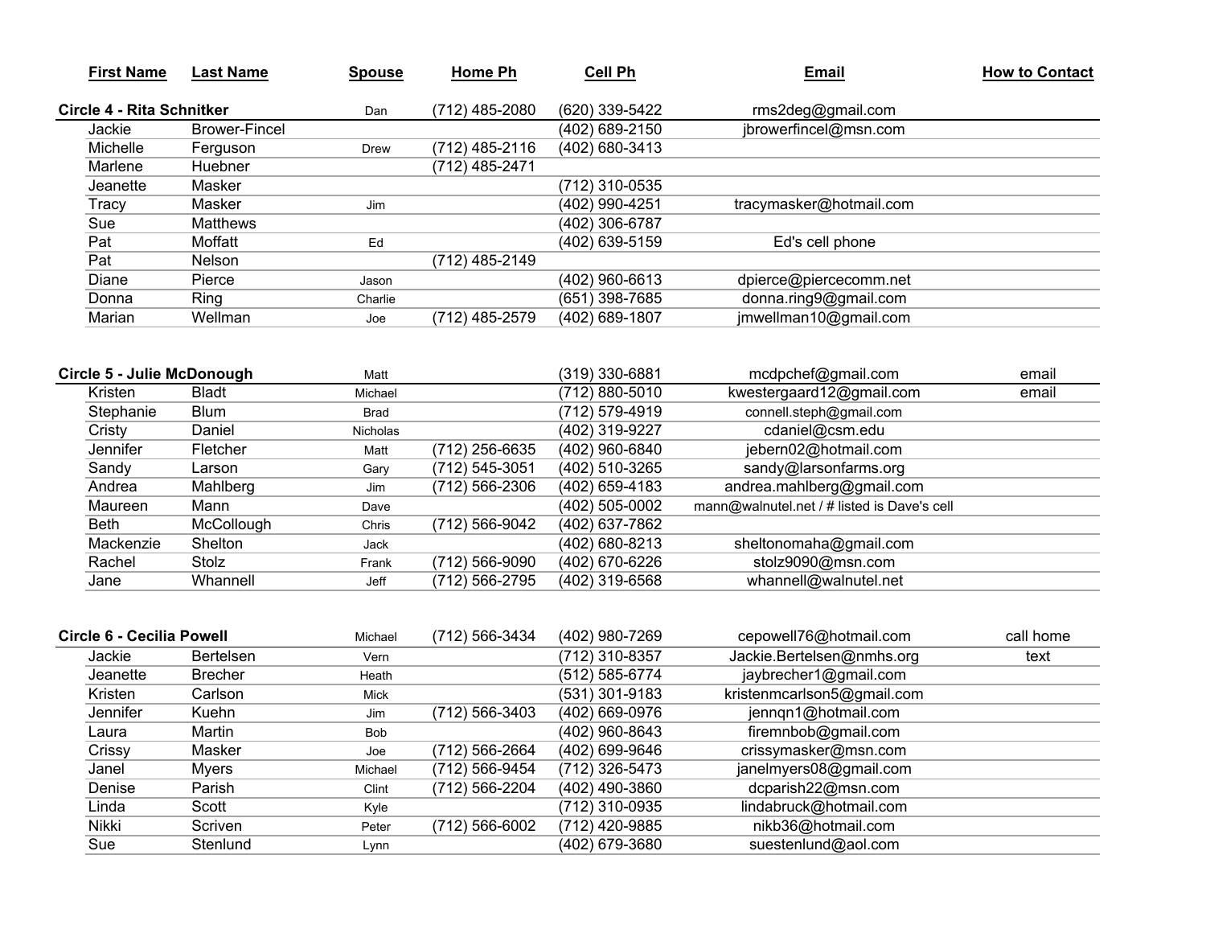| First Name | Last Name | Spouse | Home Ph | Cell Ph | Email | How to Contact |
|---|---|---|---|---|---|---|
| **Circle 4 - Rita Schnitker** | | Dan | (712) 485-2080 | (620) 339-5422 | rms2deg@gmail.com | |
| Jackie | Brower-Fincel | | | (402) 689-2150 | jbrowerfincel@msn.com | |
| Michelle | Ferguson | Drew | (712) 485-2116 | (402) 680-3413 | | |
| Marlene | Huebner | | (712) 485-2471 | | | |
| Jeanette | Masker | | | (712) 310-0535 | | |
| Tracy | Masker | Jim | | (402) 990-4251 | tracymasker@hotmail.com | |
| Sue | Matthews | | | (402) 306-6787 | | |
| Pat | Moffatt | Ed | | (402) 639-5159 | Ed's cell phone | |
| Pat | Nelson | | (712) 485-2149 | | | |
| Diane | Pierce | Jason | | (402) 960-6613 | dpierce@piercecomm.net | |
| Donna | Ring | Charlie | | (651) 398-7685 | donna.ring9@gmail.com | |
| Marian | Wellman | Joe | (712) 485-2579 | (402) 689-1807 | jmwellman10@gmail.com | |
| | | | | | | |
| **Circle 5 - Julie McDonough** | | Matt | | (319) 330-6881 | mcdpchef@gmail.com | email |
| Kristen | Bladt | Michael | | (712) 880-5010 | kwestergaard12@gmail.com | email |
| Stephanie | Blum | Brad | | (712) 579-4919 | connell.steph@gmail.com | |
| Cristy | Daniel | Nicholas | | (402) 319-9227 | cdaniel@csm.edu | |
| Jennifer | Fletcher | Matt | (712) 256-6635 | (402) 960-6840 | jebern02@hotmail.com | |
| Sandy | Larson | Gary | (712) 545-3051 | (402) 510-3265 | sandy@larsonfarms.org | |
| Andrea | Mahlberg | Jim | (712) 566-2306 | (402) 659-4183 | andrea.mahlberg@gmail.com | |
| Maureen | Mann | Dave | | (402) 505-0002 | mann@walnutel.net / # listed is Dave's cell | |
| Beth | McCollough | Chris | (712) 566-9042 | (402) 637-7862 | | |
| Mackenzie | Shelton | Jack | | (402) 680-8213 | sheltonomaha@gmail.com | |
| Rachel | Stolz | Frank | (712) 566-9090 | (402) 670-6226 | stolz9090@msn.com | |
| Jane | Whannell | Jeff | (712) 566-2795 | (402) 319-6568 | whannell@walnutel.net | |
| | | | | | | |
| **Circle 6 - Cecilia Powell** | | Michael | (712) 566-3434 | (402) 980-7269 | cepowell76@hotmail.com | call home |
| Jackie | Bertelsen | Vern | | (712) 310-8357 | Jackie.Bertelsen@nmhs.org | text |
| Jeanette | Brecher | Heath | | (512) 585-6774 | jaybrecher1@gmail.com | |
| Kristen | Carlson | Mick | | (531) 301-9183 | kristenmcarlson5@gmail.com | |
| Jennifer | Kuehn | Jim | (712) 566-3403 | (402) 669-0976 | jennqn1@hotmail.com | |
| Laura | Martin | Bob | | (402) 960-8643 | firemnbob@gmail.com | |
| Crissy | Masker | Joe | (712) 566-2664 | (402) 699-9646 | crissymasker@msn.com | |
| Janel | Myers | Michael | (712) 566-9454 | (712) 326-5473 | janelmyers08@gmail.com | |
| Denise | Parish | Clint | (712) 566-2204 | (402) 490-3860 | dcparish22@msn.com | |
| Linda | Scott | Kyle | | (712) 310-0935 | lindabruck@hotmail.com | |
| Nikki | Scriven | Peter | (712) 566-6002 | (712) 420-9885 | nikb36@hotmail.com | |
| Sue | Stenlund | Lynn | | (402) 679-3680 | suestenlund@aol.com | |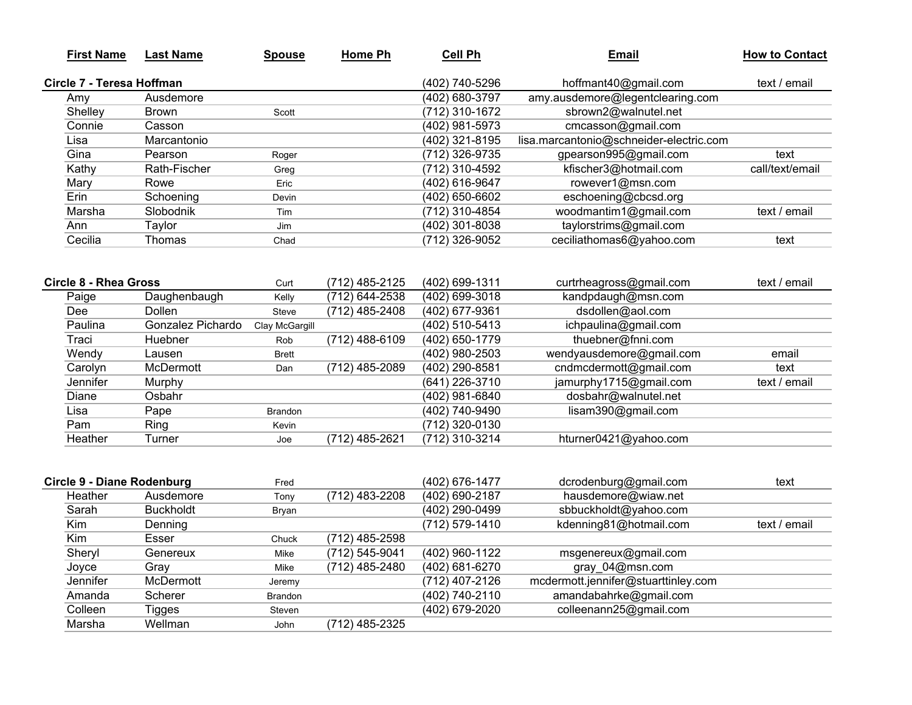| First Name | Last Name | Spouse | Home Ph | Cell Ph | Email | How to Contact |
|---|---|---|---|---|---|---|
| **Circle 7 - Teresa Hoffman** | | | | (402) 740-5296 | hoffmant40@gmail.com | text / email |
| Amy | Ausdemore | | | (402) 680-3797 | amy.ausdemore@legentclearing.com | |
| Shelley | Brown | Scott | | (712) 310-1672 | sbrown2@walnutel.net | |
| Connie | Casson | | | (402) 981-5973 | cmcasson@gmail.com | |
| Lisa | Marcantonio | | | (402) 321-8195 | lisa.marcantonio@schneider-electric.com | |
| Gina | Pearson | Roger | | (712) 326-9735 | gpearson995@gmail.com | text |
| Kathy | Rath-Fischer | Greg | | (712) 310-4592 | kfischer3@hotmail.com | call/text/email |
| Mary | Rowe | Eric | | (402) 616-9647 | rowever1@msn.com | |
| Erin | Schoening | Devin | | (402) 650-6602 | eschoening@cbcsd.org | |
| Marsha | Slobodnik | Tim | | (712) 310-4854 | woodmantim1@gmail.com | text / email |
| Ann | Taylor | Jim | | (402) 301-8038 | taylorstrims@gmail.com | |
| Cecilia | Thomas | Chad | | (712) 326-9052 | ceciliathomas6@yahoo.com | text |
| **Circle 8 - Rhea Gross** | | Curt | (712) 485-2125 | (402) 699-1311 | curtrheagross@gmail.com | text / email |
| Paige | Daughenbaugh | Kelly | (712) 644-2538 | (402) 699-3018 | kandpdaugh@msn.com | |
| Dee | Dollen | Steve | (712) 485-2408 | (402) 677-9361 | dsdollen@aol.com | |
| Paulina | Gonzalez Pichardo | Clay McGargill | | (402) 510-5413 | ichpaulina@gmail.com | |
| Traci | Huebner | Rob | (712) 488-6109 | (402) 650-1779 | thuebner@fnni.com | |
| Wendy | Lausen | Brett | | (402) 980-2503 | wendyausdemore@gmail.com | email |
| Carolyn | McDermott | Dan | (712) 485-2089 | (402) 290-8581 | cndmcdermott@gmail.com | text |
| Jennifer | Murphy | | | (641) 226-3710 | jamurphy1715@gmail.com | text / email |
| Diane | Osbahr | | | (402) 981-6840 | dosbahr@walnutel.net | |
| Lisa | Pape | Brandon | | (402) 740-9490 | lisam390@gmail.com | |
| Pam | Ring | Kevin | | (712) 320-0130 | | |
| Heather | Turner | Joe | (712) 485-2621 | (712) 310-3214 | hturner0421@yahoo.com | |
| **Circle 9 - Diane Rodenburg** | | Fred | | (402) 676-1477 | dcrodenburg@gmail.com | text |
| Heather | Ausdemore | Tony | (712) 483-2208 | (402) 690-2187 | hausdemore@wiaw.net | |
| Sarah | Buckholdt | Bryan | | (402) 290-0499 | sbbuckholdt@yahoo.com | |
| Kim | Denning | | | (712) 579-1410 | kdenning81@hotmail.com | text / email |
| Kim | Esser | Chuck | (712) 485-2598 | | | |
| Sheryl | Genereux | Mike | (712) 545-9041 | (402) 960-1122 | msgenereux@gmail.com | |
| Joyce | Gray | Mike | (712) 485-2480 | (402) 681-6270 | gray_04@msn.com | |
| Jennifer | McDermott | Jeremy | | (712) 407-2126 | mcdermott.jennifer@stuarttinley.com | |
| Amanda | Scherer | Brandon | | (402) 740-2110 | amandabahrke@gmail.com | |
| Colleen | Tigges | Steven | | (402) 679-2020 | colleenann25@gmail.com | |
| Marsha | Wellman | John | (712) 485-2325 | | | |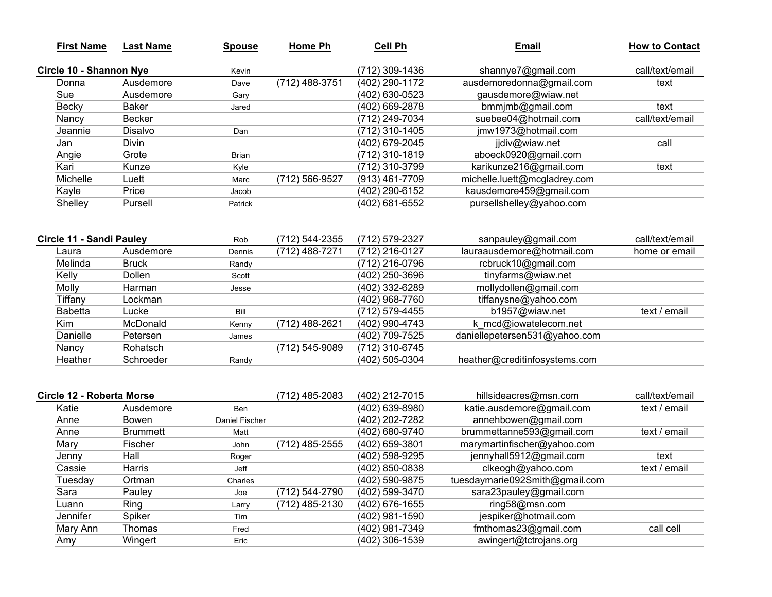| First Name | Last Name | Spouse | Home Ph | Cell Ph | Email | How to Contact |
|---|---|---|---|---|---|---|
| **Circle 10 - Shannon Nye** | | Kevin | | (712) 309-1436 | shannye7@gmail.com | call/text/email |
| Donna | Ausdemore | Dave | (712) 488-3751 | (402) 290-1172 | ausdemoredonna@gmail.com | text |
| Sue | Ausdemore | Gary | | (402) 630-0523 | gausdemore@wiaw.net | |
| Becky | Baker | Jared | | (402) 669-2878 | bmmjmb@gmail.com | text |
| Nancy | Becker | | | (712) 249-7034 | suebee04@hotmail.com | call/text/email |
| Jeannie | Disalvo | Dan | | (712) 310-1405 | jmw1973@hotmail.com | |
| Jan | Divin | | | (402) 679-2045 | jjdiv@wiaw.net | call |
| Angie | Grote | Brian | | (712) 310-1819 | aboeck0920@gmail.com | |
| Kari | Kunze | Kyle | | (712) 310-3799 | karikunze216@gmail.com | text |
| Michelle | Luett | Marc | (712) 566-9527 | (913) 461-7709 | michelle.luett@mcgladrey.com | |
| Kayle | Price | Jacob | | (402) 290-6152 | kausdemore459@gmail.com | |
| Shelley | Pursell | Patrick | | (402) 681-6552 | pursellshelley@yahoo.com | |
| **Circle 11 - Sandi Pauley** | | Rob | (712) 544-2355 | (712) 579-2327 | sanpauley@gmail.com | call/text/email |
| Laura | Ausdemore | Dennis | (712) 488-7271 | (712) 216-0127 | lauraausdemore@hotmail.com | home or email |
| Melinda | Bruck | Randy | | (712) 216-0796 | rcbruck10@gmail.com | |
| Kelly | Dollen | Scott | | (402) 250-3696 | tinyfarms@wiaw.net | |
| Molly | Harman | Jesse | | (402) 332-6289 | mollydollen@gmail.com | |
| Tiffany | Lockman | | | (402) 968-7760 | tiffanysne@yahoo.com | |
| Babetta | Lucke | Bill | | (712) 579-4455 | b1957@wiaw.net | text / email |
| Kim | McDonald | Kenny | (712) 488-2621 | (402) 990-4743 | k_mcd@iowatelecom.net | |
| Danielle | Petersen | James | | (402) 709-7525 | daniellepetersen531@yahoo.com | |
| Nancy | Rohatsch | | (712) 545-9089 | (712) 310-6745 | | |
| Heather | Schroeder | Randy | | (402) 505-0304 | heather@creditinfosystems.com | |
| **Circle 12 - Roberta Morse** | | | (712) 485-2083 | (402) 212-7015 | hillsideacres@msn.com | call/text/email |
| Katie | Ausdemore | Ben | | (402) 639-8980 | katie.ausdemore@gmail.com | text / email |
| Anne | Bowen | Daniel Fischer | | (402) 202-7282 | annehbowen@gmail.com | |
| Anne | Brummett | Matt | | (402) 680-9740 | brummettanne593@gmail.com | text / email |
| Mary | Fischer | John | (712) 485-2555 | (402) 659-3801 | marymartinfischer@yahoo.com | |
| Jenny | Hall | Roger | | (402) 598-9295 | jennyhall5912@gmail.com | text |
| Cassie | Harris | Jeff | | (402) 850-0838 | clkeogh@yahoo.com | text / email |
| Tuesday | Ortman | Charles | | (402) 590-9875 | tuesdaymarie092Smith@gmail.com | |
| Sara | Pauley | Joe | (712) 544-2790 | (402) 599-3470 | sara23pauley@gmail.com | |
| Luann | Ring | Larry | (712) 485-2130 | (402) 676-1655 | ring58@msn.com | |
| Jennifer | Spiker | Tim | | (402) 981-1590 | jespiker@hotmail.com | |
| Mary Ann | Thomas | Fred | | (402) 981-7349 | fmthomas23@gmail.com | call cell |
| Amy | Wingert | Eric | | (402) 306-1539 | awingert@tctrojans.org | |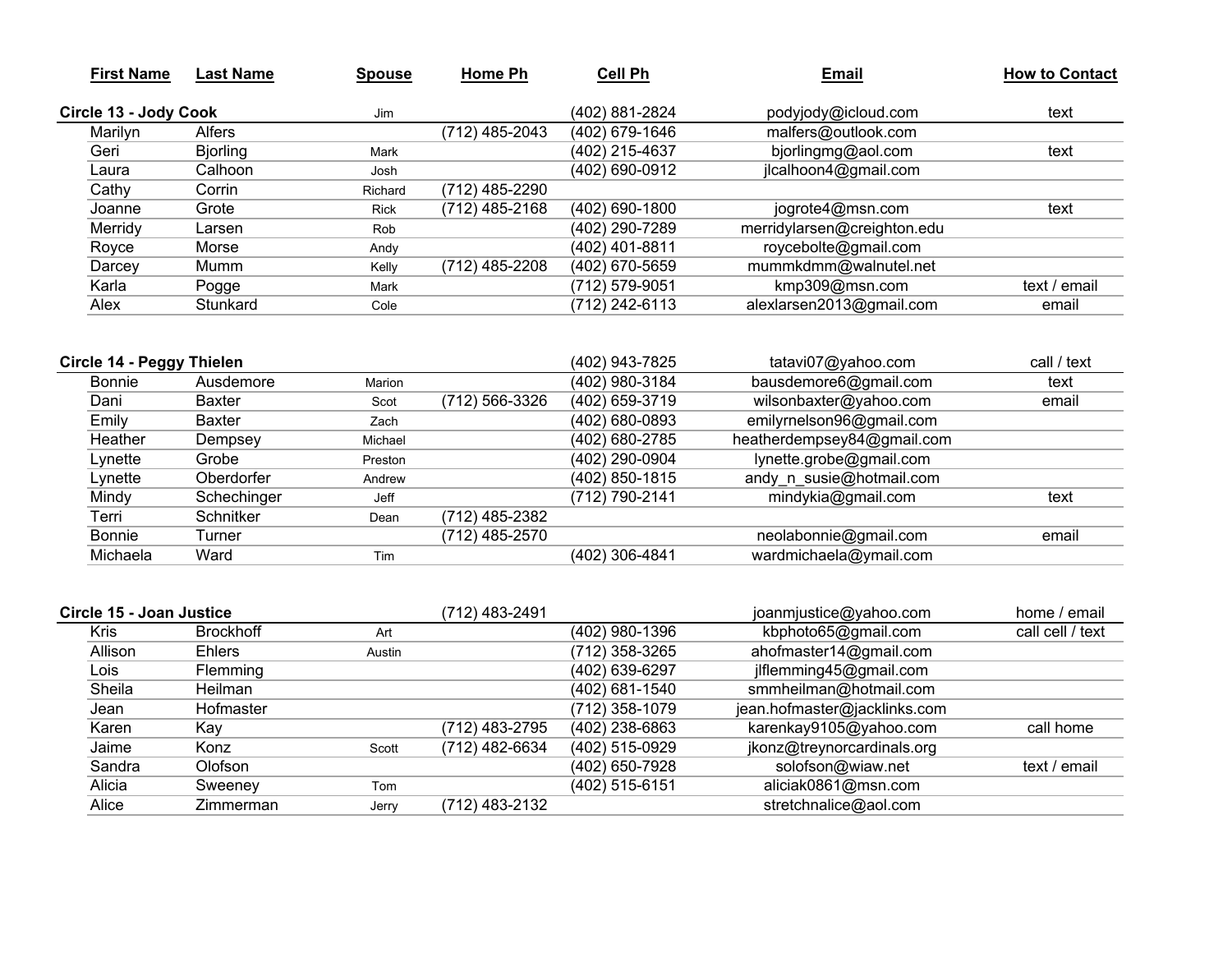| First Name | Last Name | Spouse | Home Ph | Cell Ph | Email | How to Contact |
|---|---|---|---|---|---|---|
| **Circle 13 - Jody Cook** | | Jim | | (402) 881-2824 | podyjody@icloud.com | text |
| Marilyn | Alfers | | (712) 485-2043 | (402) 679-1646 | malfers@outlook.com | |
| Geri | Bjorling | Mark | | (402) 215-4637 | bjorlingmg@aol.com | text |
| Laura | Calhoon | Josh | | (402) 690-0912 | jlcalhoon4@gmail.com | |
| Cathy | Corrin | Richard | (712) 485-2290 | | | |
| Joanne | Grote | Rick | (712) 485-2168 | (402) 690-1800 | jogrote4@msn.com | text |
| Merridy | Larsen | Rob | | (402) 290-7289 | merridylarsen@creighton.edu | |
| Royce | Morse | Andy | | (402) 401-8811 | roycebolte@gmail.com | |
| Darcey | Mumm | Kelly | (712) 485-2208 | (402) 670-5659 | mummkdmm@walnutel.net | |
| Karla | Pogge | Mark | | (712) 579-9051 | kmp309@msn.com | text / email |
| Alex | Stunkard | Cole | | (712) 242-6113 | alexlarsen2013@gmail.com | email |
| **Circle 14 - Peggy Thielen** | | | | (402) 943-7825 | tatavi07@yahoo.com | call / text |
| Bonnie | Ausdemore | Marion | | (402) 980-3184 | bausdemore6@gmail.com | text |
| Dani | Baxter | Scot | (712) 566-3326 | (402) 659-3719 | wilsonbaxter@yahoo.com | email |
| Emily | Baxter | Zach | | (402) 680-0893 | emilyrnelson96@gmail.com | |
| Heather | Dempsey | Michael | | (402) 680-2785 | heatherdempsey84@gmail.com | |
| Lynette | Grobe | Preston | | (402) 290-0904 | lynette.grobe@gmail.com | |
| Lynette | Oberdorfer | Andrew | | (402) 850-1815 | andy_n_susie@hotmail.com | |
| Mindy | Schechinger | Jeff | | (712) 790-2141 | mindykia@gmail.com | text |
| Terri | Schnitker | Dean | (712) 485-2382 | | | |
| Bonnie | Turner | | (712) 485-2570 | | neolabonnie@gmail.com | email |
| Michaela | Ward | Tim | | (402) 306-4841 | wardmichaela@ymail.com | |
| **Circle 15 - Joan Justice** | | | (712) 483-2491 | | joanmjustice@yahoo.com | home / email |
| Kris | Brockhoff | Art | | (402) 980-1396 | kbphoto65@gmail.com | call cell / text |
| Allison | Ehlers | Austin | | (712) 358-3265 | ahofmaster14@gmail.com | |
| Lois | Flemming | | | (402) 639-6297 | jlflemming45@gmail.com | |
| Sheila | Heilman | | | (402) 681-1540 | smmheilman@hotmail.com | |
| Jean | Hofmaster | | | (712) 358-1079 | jean.hofmaster@jacklinks.com | |
| Karen | Kay | | (712) 483-2795 | (402) 238-6863 | karenkay9105@yahoo.com | call home |
| Jaime | Konz | Scott | (712) 482-6634 | (402) 515-0929 | jkonz@treynorcardinals.org | |
| Sandra | Olofson | | | (402) 650-7928 | solofson@wiaw.net | text / email |
| Alicia | Sweeney | Tom | | (402) 515-6151 | aliciak0861@msn.com | |
| Alice | Zimmerman | Jerry | (712) 483-2132 | | stretchnalice@aol.com | |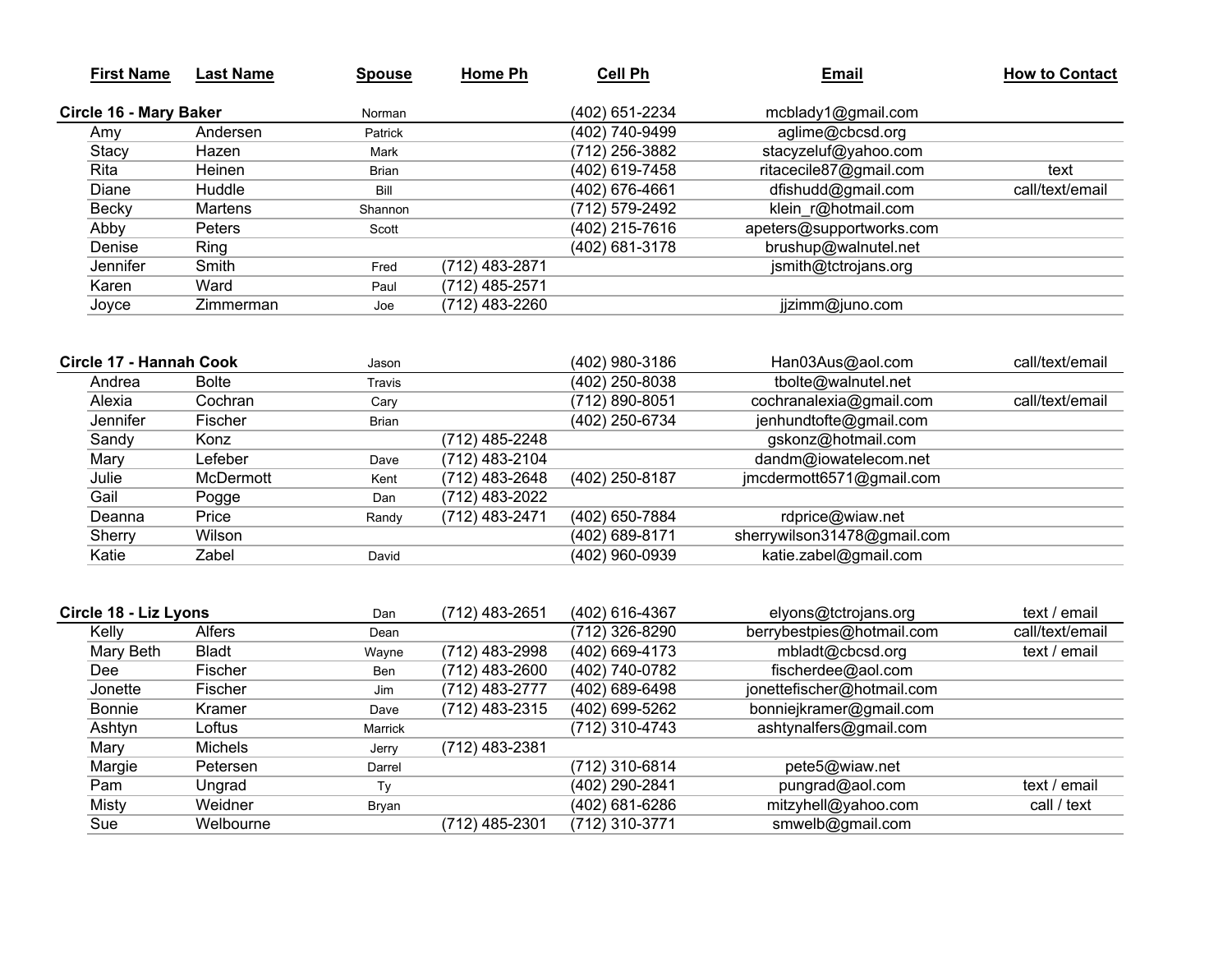| First Name | Last Name | Spouse | Home Ph | Cell Ph | Email | How to Contact |
|---|---|---|---|---|---|---|
| **Circle 16 - Mary Baker** | | Norman | | (402) 651-2234 | mcblady1@gmail.com | |
| Amy | Andersen | Patrick | | (402) 740-9499 | aglime@cbcsd.org | |
| Stacy | Hazen | Mark | | (712) 256-3882 | stacyzeluf@yahoo.com | |
| Rita | Heinen | Brian | | (402) 619-7458 | ritacecile87@gmail.com | text |
| Diane | Huddle | Bill | | (402) 676-4661 | dfishudd@gmail.com | call/text/email |
| Becky | Martens | Shannon | | (712) 579-2492 | klein_r@hotmail.com | |
| Abby | Peters | Scott | | (402) 215-7616 | apeters@supportworks.com | |
| Denise | Ring | | | (402) 681-3178 | brushup@walnutel.net | |
| Jennifer | Smith | Fred | (712) 483-2871 | | jsmith@tctrojans.org | |
| Karen | Ward | Paul | (712) 485-2571 | | | |
| Joyce | Zimmerman | Joe | (712) 483-2260 | | jjzimm@juno.com | |
| **Circle 17 - Hannah Cook** | | Jason | | (402) 980-3186 | Han03Aus@aol.com | call/text/email |
| Andrea | Bolte | Travis | | (402) 250-8038 | tbolte@walnutel.net | |
| Alexia | Cochran | Cary | | (712) 890-8051 | cochranalexia@gmail.com | call/text/email |
| Jennifer | Fischer | Brian | | (402) 250-6734 | jenhundtofte@gmail.com | |
| Sandy | Konz | | (712) 485-2248 | | gskonz@hotmail.com | |
| Mary | Lefeber | Dave | (712) 483-2104 | | dandm@iowatelecom.net | |
| Julie | McDermott | Kent | (712) 483-2648 | (402) 250-8187 | jmcdermott6571@gmail.com | |
| Gail | Pogge | Dan | (712) 483-2022 | | | |
| Deanna | Price | Randy | (712) 483-2471 | (402) 650-7884 | rdprice@wiaw.net | |
| Sherry | Wilson | | | (402) 689-8171 | sherrywilson31478@gmail.com | |
| Katie | Zabel | David | | (402) 960-0939 | katie.zabel@gmail.com | |
| **Circle 18 - Liz Lyons** | | Dan | (712) 483-2651 | (402) 616-4367 | elyons@tctrojans.org | text / email |
| Kelly | Alfers | Dean | | (712) 326-8290 | berrybestpies@hotmail.com | call/text/email |
| Mary Beth | Bladt | Wayne | (712) 483-2998 | (402) 669-4173 | mbladt@cbcsd.org | text / email |
| Dee | Fischer | Ben | (712) 483-2600 | (402) 740-0782 | fischerdee@aol.com | |
| Jonette | Fischer | Jim | (712) 483-2777 | (402) 689-6498 | jonettefischer@hotmail.com | |
| Bonnie | Kramer | Dave | (712) 483-2315 | (402) 699-5262 | bonniejkramer@gmail.com | |
| Ashtyn | Loftus | Marrick | | (712) 310-4743 | ashtynalfers@gmail.com | |
| Mary | Michels | Jerry | (712) 483-2381 | | | |
| Margie | Petersen | Darrel | | (712) 310-6814 | pete5@wiaw.net | |
| Pam | Ungrad | Ty | | (402) 290-2841 | pungrad@aol.com | text / email |
| Misty | Weidner | Bryan | | (402) 681-6286 | mitzyhell@yahoo.com | call / text |
| Sue | Welbourne | | (712) 485-2301 | (712) 310-3771 | smwelb@gmail.com | |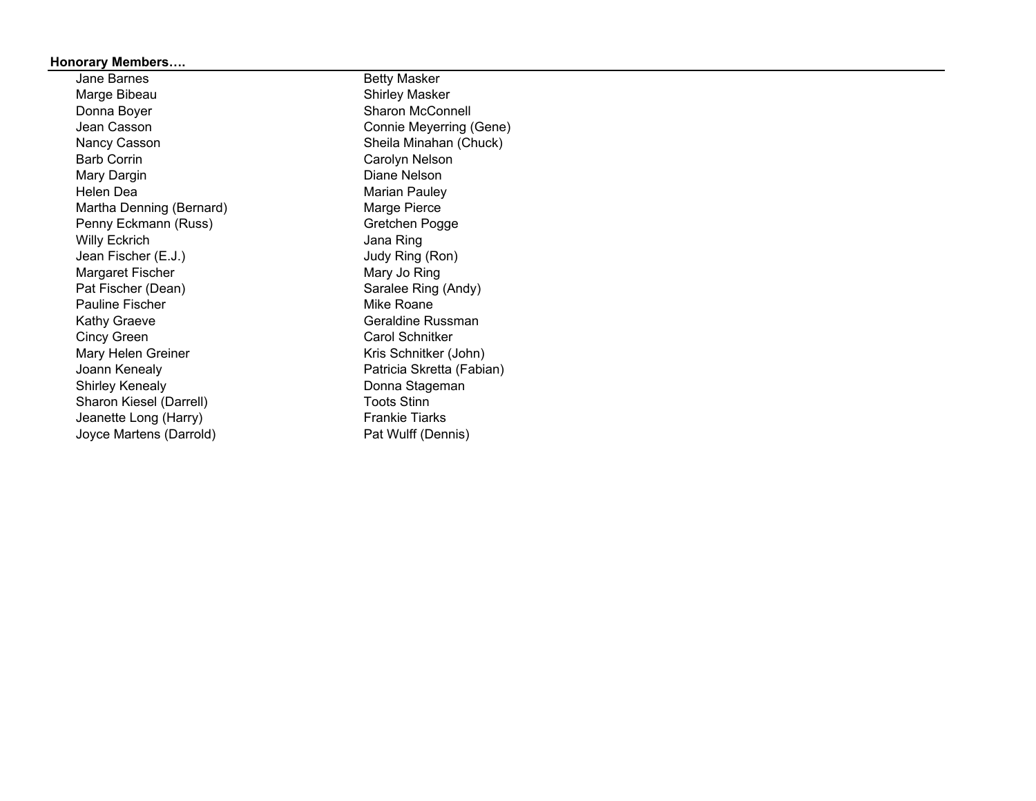**Honorary Members….**

Jane Barnes
Marge Bibeau
Donna Boyer
Jean Casson
Nancy Casson
Barb Corrin
Mary Dargin
Helen Dea
Martha Denning (Bernard)
Penny Eckmann (Russ)
Willy Eckrich
Jean Fischer (E.J.)
Margaret Fischer
Pat Fischer (Dean)
Pauline Fischer
Kathy Graeve
Cincy Green
Mary Helen Greiner
Joann Kenealy
Shirley Kenealy
Sharon Kiesel (Darrell)
Jeanette Long (Harry)
Joyce Martens (Darrold)
Betty Masker
Shirley Masker
Sharon McConnell
Connie Meyerring (Gene)
Sheila Minahan (Chuck)
Carolyn Nelson
Diane Nelson
Marian Pauley
Marge Pierce
Gretchen Pogge
Jana Ring
Judy Ring (Ron)
Mary Jo Ring
Saralee Ring (Andy)
Mike Roane
Geraldine Russman
Carol Schnitker
Kris Schnitker (John)
Patricia Skretta (Fabian)
Donna Stageman
Toots Stinn
Frankie Tiarks
Pat Wulff (Dennis)